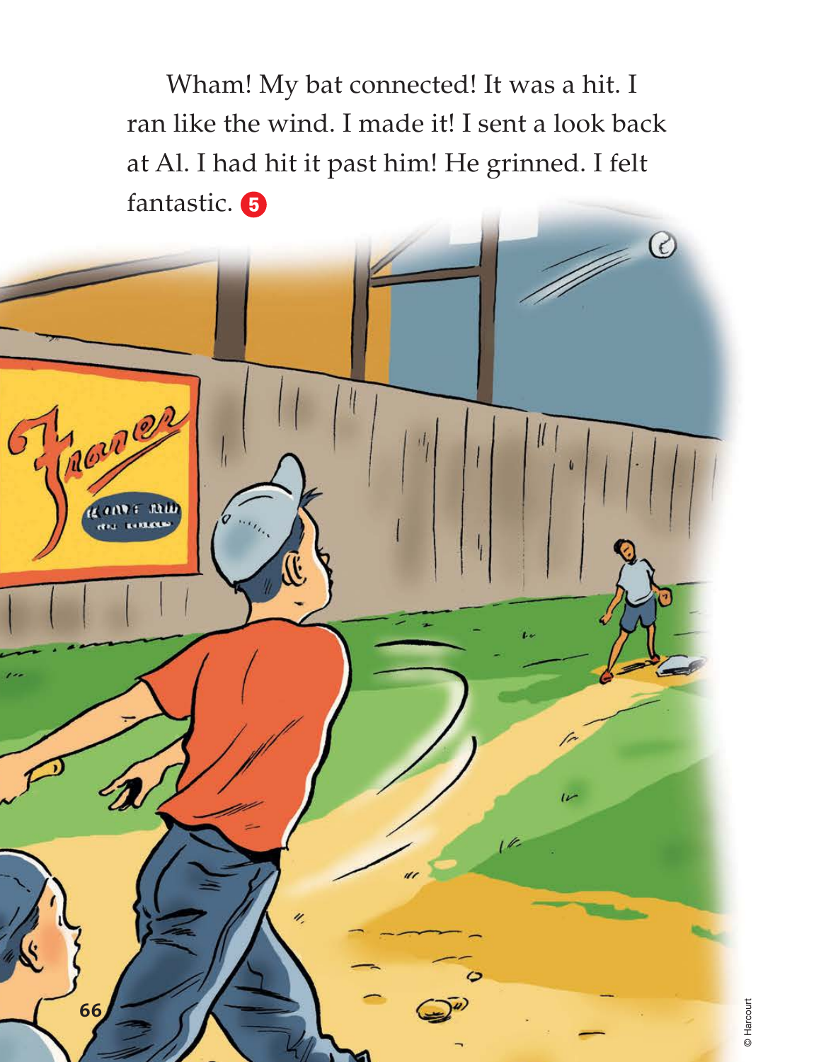Wham! My bat connected! It was a hit. I ran like the wind. I made it! I sent a look back at Al. I had hit it past him! He grinned. I felt fantastic. 5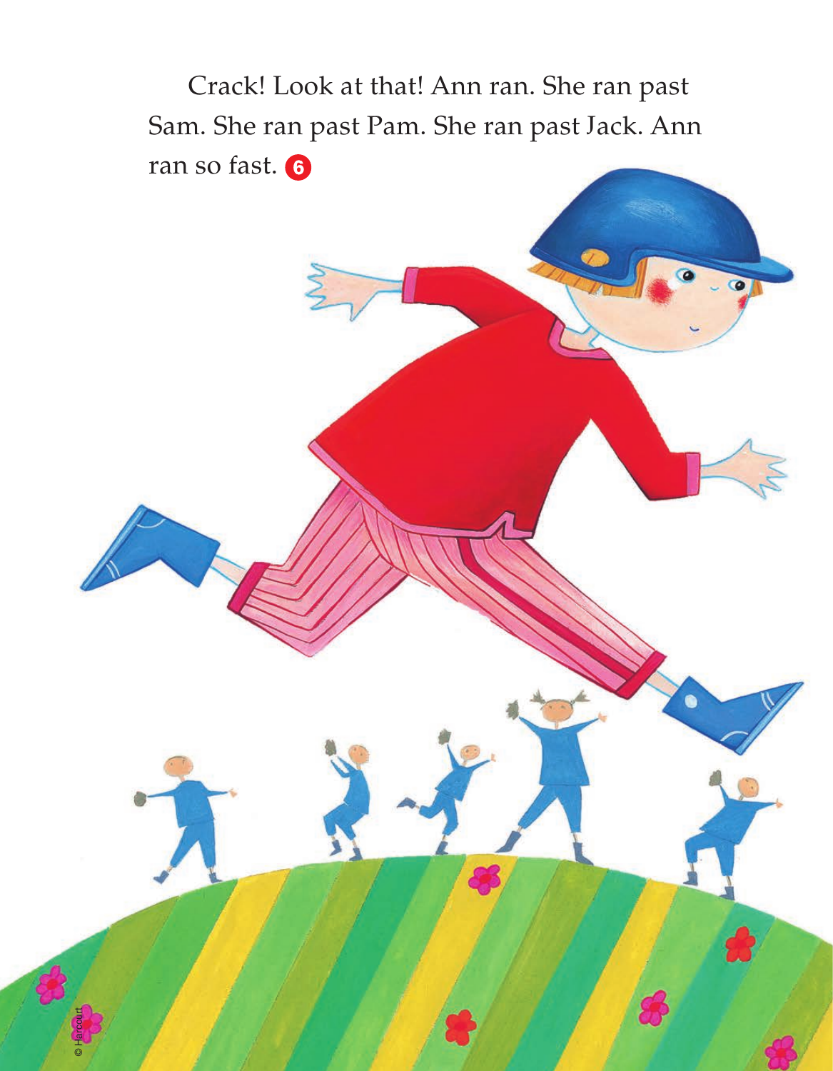Crack! Look at that! Ann ran. She ran past Sam. She ran past Pam. She ran past Jack. Ann ran so fast. 6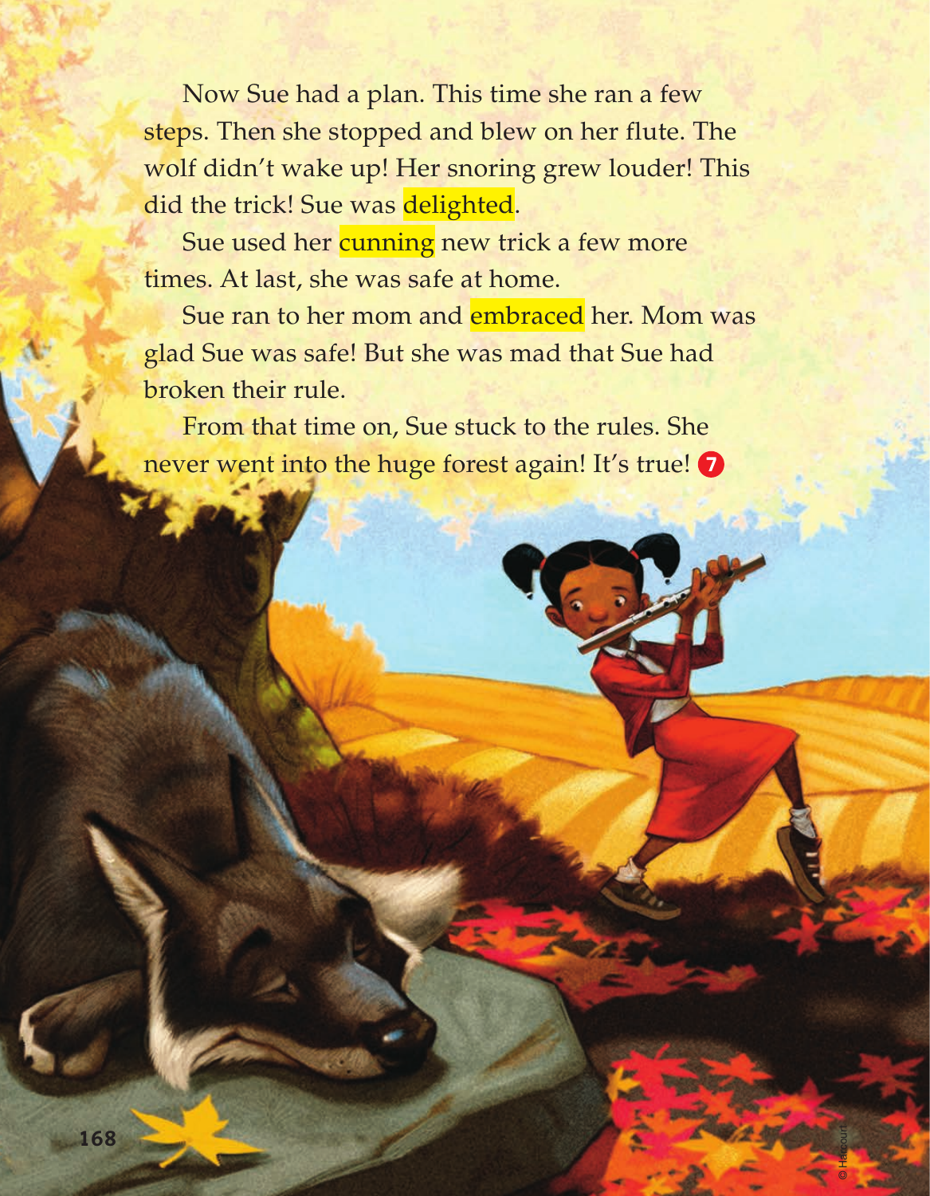Now Sue had a plan. This time she ran a few steps. Then she stopped and blew on her flute. The wolf didn't wake up! Her snoring grew louder! This did the trick! Sue was delighted.

Sue used her cunning new trick a few more times. At last, she was safe at home.

Sue ran to her mom and embraced her. Mom was glad Sue was safe! But she was mad that Sue had broken their rule.

From that time on, Sue stuck to the rules. She never went into the huge forest again! It's true! 7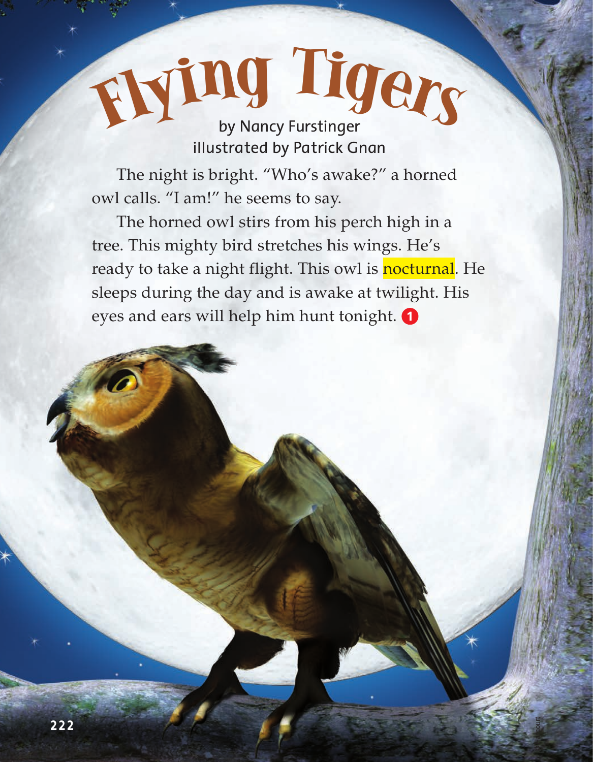# Flying Tigers

by Nancy Furstinger

illustrated by Patrick Gnan

The night is bright. "Who's awake?" a horned owl calls. "I am!" he seems to say.

The horned owl stirs from his perch high in a tree. This mighty bird stretches his wings. He's ready to take a night flight. This owl is nocturnal. He sleeps during the day and is awake at twilight. His eyes and ears will help him hunt tonight. 1